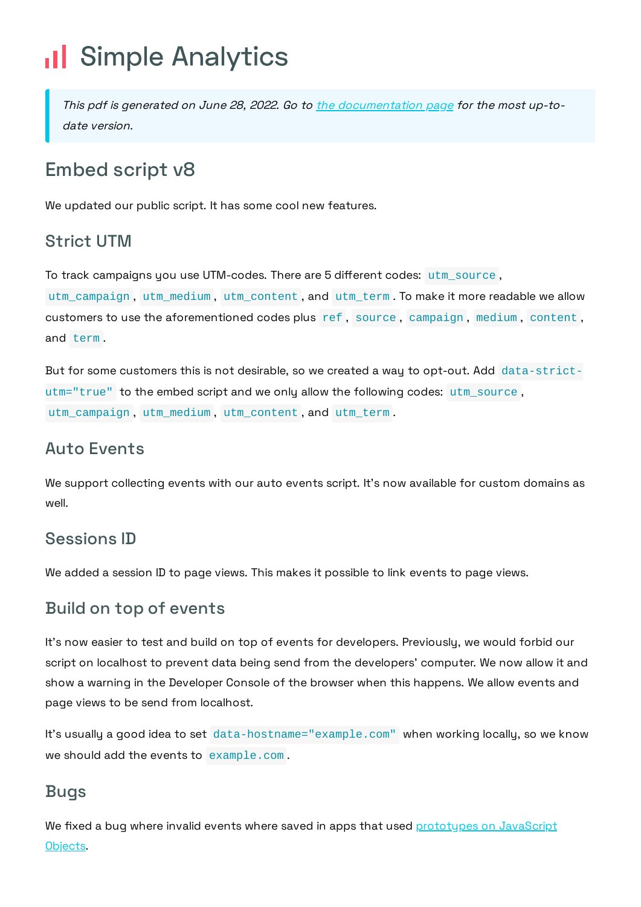# Simple Analytics

> *This pdf is generated on June 28, 2022. Go to [the documentation page]() for the most up-to-date version.*

## Embed script v8

We updated our public script. It has some cool new features.

### Strict UTM

To track campaigns you use UTM-codes. There are 5 different codes: `utm_source`, `utm_campaign`, `utm_medium`, `utm_content`, and `utm_term`. To make it more readable we allow customers to use the aforementioned codes plus `ref`, `source`, `campaign`, `medium`, `content`, and `term`.

But for some customers this is not desirable, so we created a way to opt-out. Add `data-strict-utm="true"` to the embed script and we only allow the following codes: `utm_source`, `utm_campaign`, `utm_medium`, `utm_content`, and `utm_term`.

### Auto Events

We support collecting events with our auto events script. It's now available for custom domains as well.

### Sessions ID

We added a session ID to page views. This makes it possible to link events to page views.

### Build on top of events

It's now easier to test and build on top of events for developers. Previously, we would forbid our script on localhost to prevent data being send from the developers' computer. We now allow it and show a warning in the Developer Console of the browser when this happens. We allow events and page views to be send from localhost.

It's usually a good idea to set `data-hostname="example.com"` when working locally, so we know we should add the events to `example.com`.

### Bugs

We fixed a bug where invalid events where saved in apps that used [prototypes on JavaScript Objects]().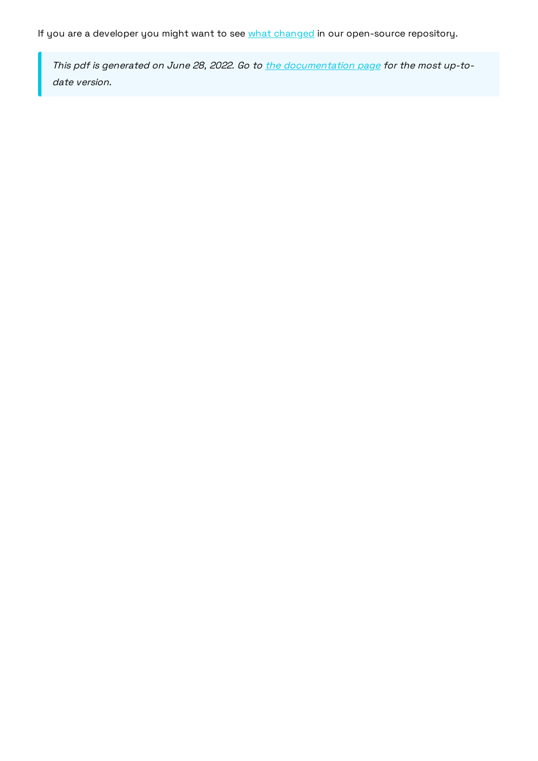If you are a developer you might want to see what changed in our open-source repository.

> *This pdf is generated on June 28, 2022. Go to the documentation page for the most up-to-date version.*